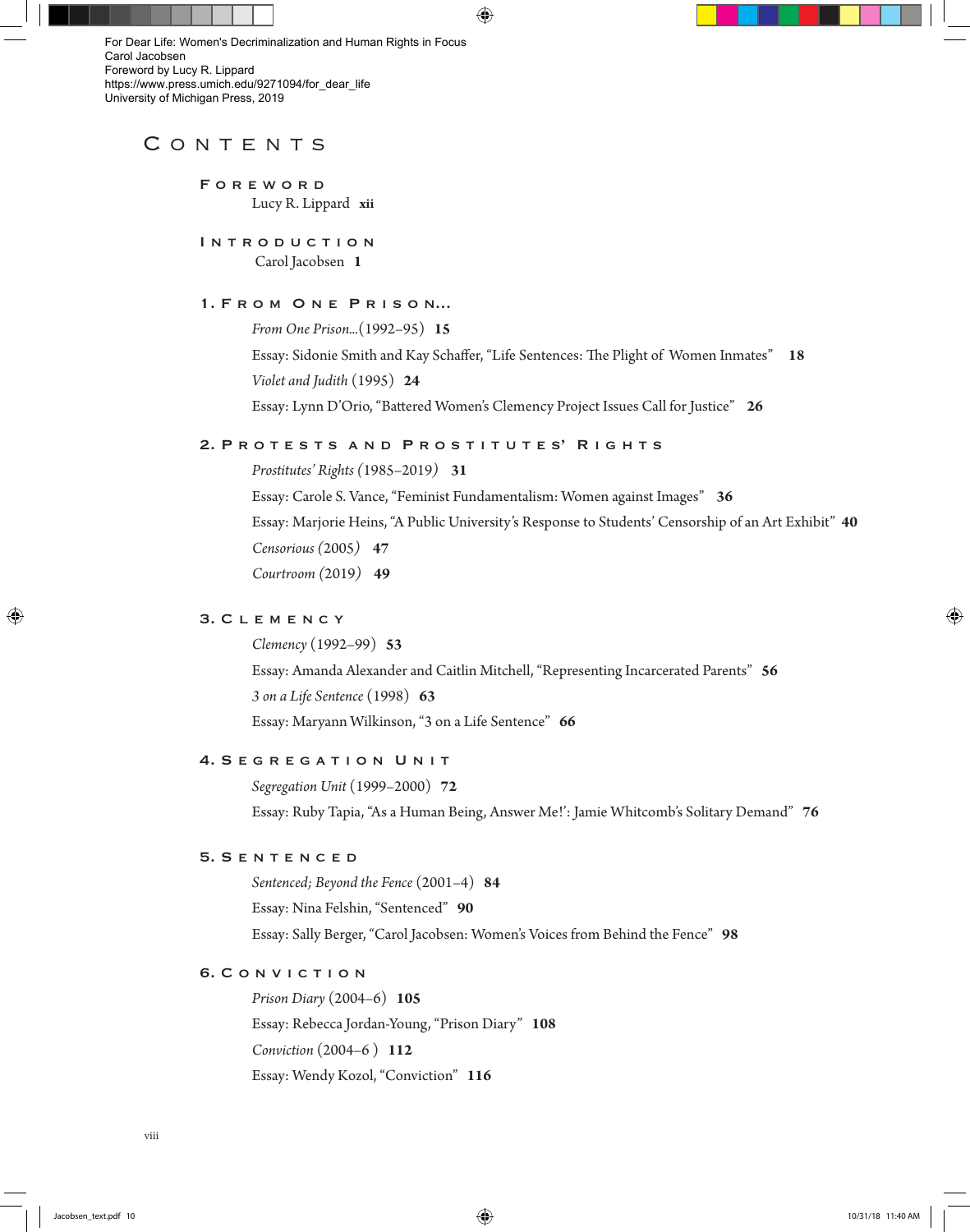For Dear Life: Women's Decriminalization and Human Rights in Focus
Carol Jacobsen
Foreword by Lucy R. Lippard
https://www.press.umich.edu/9271094/for_dear_life
University of Michigan Press, 2019

# Contents

## Foreword

Lucy R. Lippard **xii**

## Introduction

Carol Jacobsen **1**

## 1. From One Prison...

*From One Prison...*(1992–95) **15**

Essay: Sidonie Smith and Kay Schaffer, "Life Sentences: The Plight of Women Inmates" **18**

*Violet and Judith* (1995) **24**

Essay: Lynn D'Orio, "Battered Women's Clemency Project Issues Call for Justice" **26**

## 2. Protests and Prostitutes' Rights

*Prostitutes' Rights* (1985–2019) **31**

Essay: Carole S. Vance, "Feminist Fundamentalism: Women against Images" **36**

Essay: Marjorie Heins, "A Public University's Response to Students' Censorship of an Art Exhibit" **40**

*Censorious* (2005) **47**

*Courtroom* (2019) **49**

## 3. Clemency

*Clemency* (1992–99) **53**

Essay: Amanda Alexander and Caitlin Mitchell, "Representing Incarcerated Parents" **56**

*3 on a Life Sentence* (1998) **63**

Essay: Maryann Wilkinson, "3 on a Life Sentence" **66**

## 4. Segregation Unit

*Segregation Unit* (1999–2000) **72**

Essay: Ruby Tapia, "As a Human Being, Answer Me!': Jamie Whitcomb's Solitary Demand" **76**

## 5. Sentenced

*Sentenced; Beyond the Fence* (2001–4) **84**

Essay: Nina Felshin, "Sentenced" **90**

Essay: Sally Berger, "Carol Jacobsen: Women's Voices from Behind the Fence" **98**

## 6. Conviction

*Prison Diary* (2004–6) **105**

Essay: Rebecca Jordan-Young, "Prison Diary" **108**

*Conviction* (2004–6 ) **112**

Essay: Wendy Kozol, "Conviction" **116**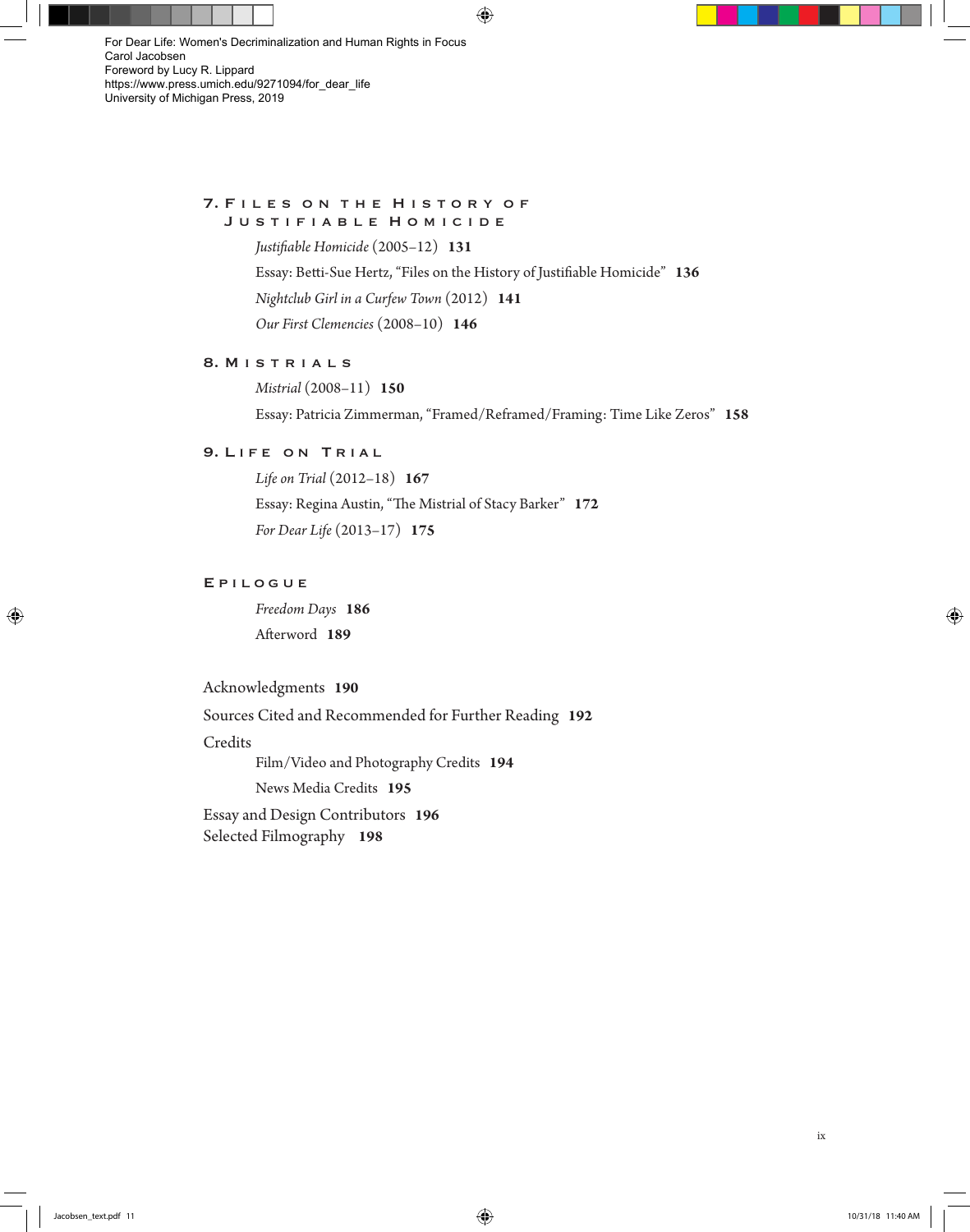## 7. Files on the History of Justifiable Homicide

*Justifiable Homicide* (2005–12) **131**

Essay: Betti-Sue Hertz, "Files on the History of Justifiable Homicide" **136**

*Nightclub Girl in a Curfew Town* (2012) **141**

*Our First Clemencies* (2008–10) **146**

## 8. Mistrials

*Mistrial* (2008–11) **150**

Essay: Patricia Zimmerman, "Framed/Reframed/Framing: Time Like Zeros" **158**

## 9. Life on Trial

*Life on Trial* (2012–18) **167**

Essay: Regina Austin, "The Mistrial of Stacy Barker" **172**

*For Dear Life* (2013–17) **175**

## Epilogue

*Freedom Days* **186**

Afterword **189**

Acknowledgments **190**

Sources Cited and Recommended for Further Reading **192**

Credits

Film/Video and Photography Credits **194**

News Media Credits **195**

Essay and Design Contributors **196**

Selected Filmography **198**